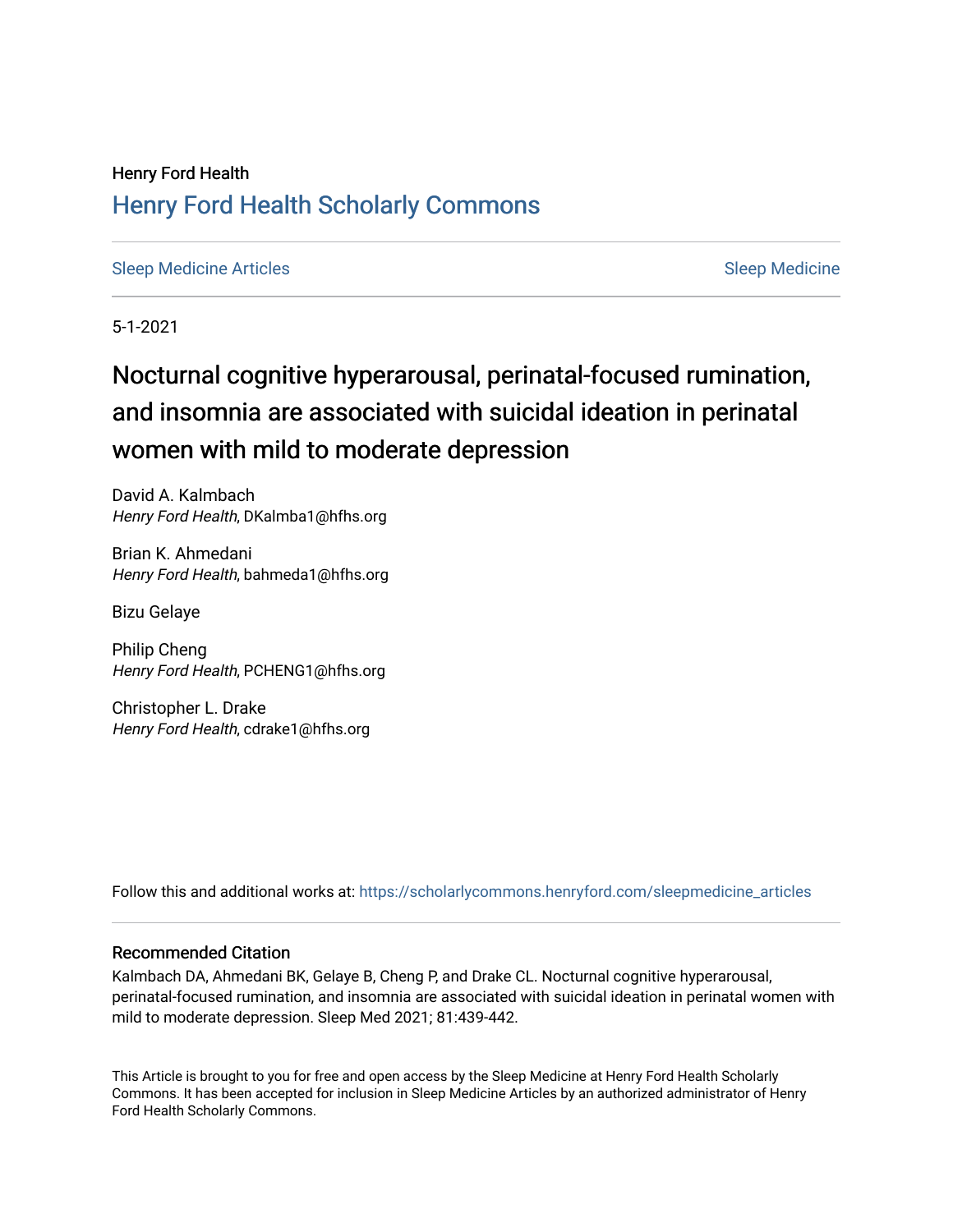Henry Ford Health

## Henry Ford Health Scholarly Commons

Sleep Medicine Articles | Sleep Medicine

5-1-2021

# Nocturnal cognitive hyperarousal, perinatal-focused rumination, and insomnia are associated with suicidal ideation in perinatal women with mild to moderate depression

David A. Kalmbach
*Henry Ford Health*, DKalmba1@hfhs.org

Brian K. Ahmedani
*Henry Ford Health*, bahmeda1@hfhs.org

Bizu Gelaye

Philip Cheng
*Henry Ford Health*, PCHENG1@hfhs.org

Christopher L. Drake
*Henry Ford Health*, cdrake1@hfhs.org

Follow this and additional works at: https://scholarlycommons.henryford.com/sleepmedicine_articles

### Recommended Citation

Kalmbach DA, Ahmedani BK, Gelaye B, Cheng P, and Drake CL. Nocturnal cognitive hyperarousal, perinatal-focused rumination, and insomnia are associated with suicidal ideation in perinatal women with mild to moderate depression. Sleep Med 2021; 81:439-442.

This Article is brought to you for free and open access by the Sleep Medicine at Henry Ford Health Scholarly Commons. It has been accepted for inclusion in Sleep Medicine Articles by an authorized administrator of Henry Ford Health Scholarly Commons.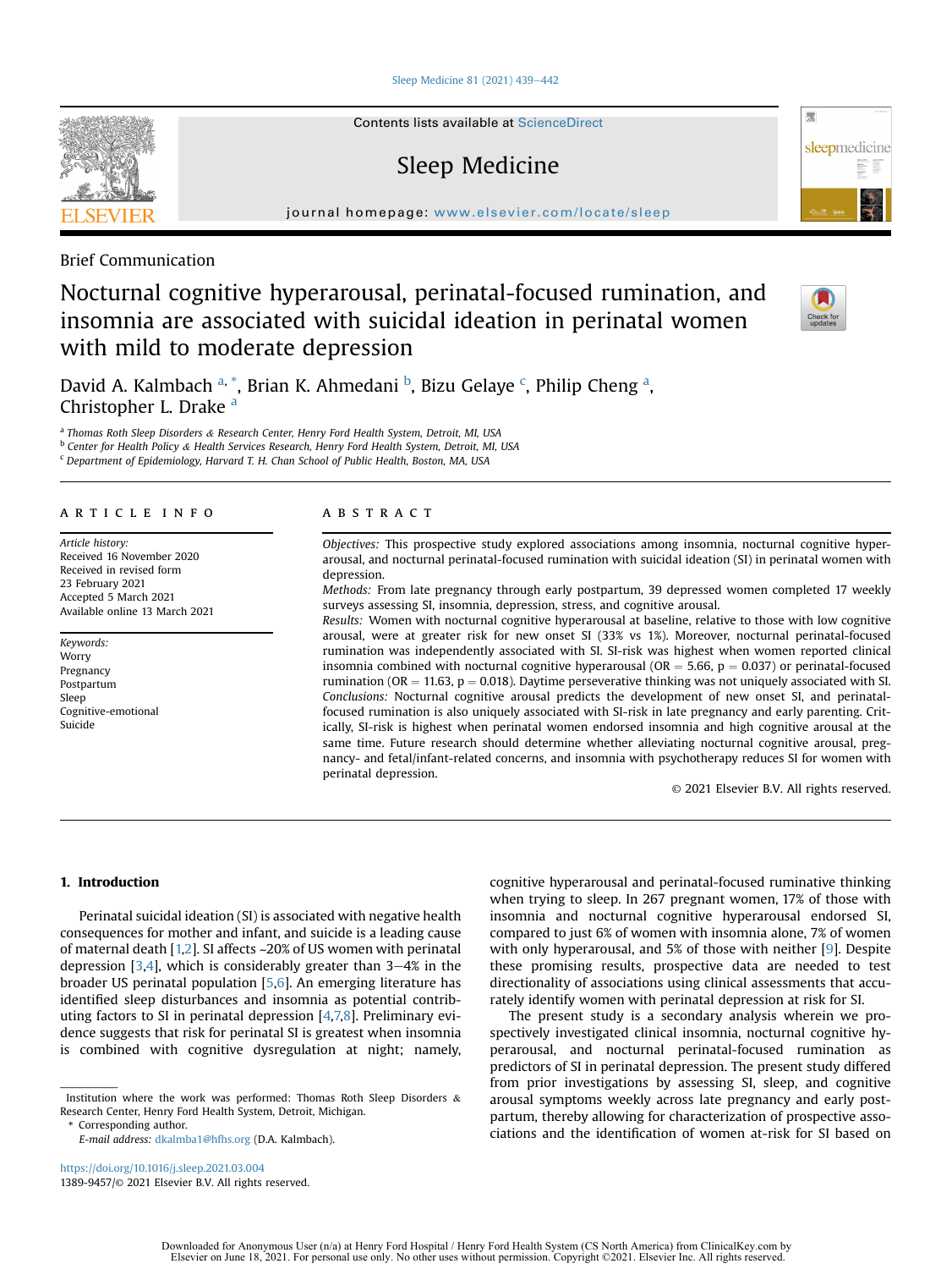Brief Communication

# Nocturnal cognitive hyperarousal, perinatal-focused rumination, and insomnia are associated with suicidal ideation in perinatal women with mild to moderate depression

David A. Kalmbach [a,*], Brian K. Ahmedani [b], Bizu Gelaye [c], Philip Cheng [a], Christopher L. Drake [a]

[a] Thomas Roth Sleep Disorders & Research Center, Henry Ford Health System, Detroit, MI, USA
[b] Center for Health Policy & Health Services Research, Henry Ford Health System, Detroit, MI, USA
[c] Department of Epidemiology, Harvard T. H. Chan School of Public Health, Boston, MA, USA

## ARTICLE INFO

*Article history:*
Received 16 November 2020
Received in revised form
23 February 2021
Accepted 5 March 2021
Available online 13 March 2021

*Keywords:*
Worry
Pregnancy
Postpartum
Sleep
Cognitive-emotional
Suicide

## ABSTRACT

*Objectives:* This prospective study explored associations among insomnia, nocturnal cognitive hyperarousal, and nocturnal perinatal-focused rumination with suicidal ideation (SI) in perinatal women with depression.

*Methods:* From late pregnancy through early postpartum, 39 depressed women completed 17 weekly surveys assessing SI, insomnia, depression, stress, and cognitive arousal.

*Results:* Women with nocturnal cognitive hyperarousal at baseline, relative to those with low cognitive arousal, were at greater risk for new onset SI (33% vs 1%). Moreover, nocturnal perinatal-focused rumination was independently associated with SI. SI-risk was highest when women reported clinical insomnia combined with nocturnal cognitive hyperarousal (OR = 5.66, p = 0.037) or perinatal-focused rumination (OR = 11.63, p = 0.018). Daytime perseverative thinking was not uniquely associated with SI.

*Conclusions:* Nocturnal cognitive arousal predicts the development of new onset SI, and perinatal-focused rumination is also uniquely associated with SI-risk in late pregnancy and early parenting. Critically, SI-risk is highest when perinatal women endorsed insomnia and high cognitive arousal at the same time. Future research should determine whether alleviating nocturnal cognitive arousal, pregnancy- and fetal/infant-related concerns, and insomnia with psychotherapy reduces SI for women with perinatal depression.

© 2021 Elsevier B.V. All rights reserved.

## 1. Introduction

Perinatal suicidal ideation (SI) is associated with negative health consequences for mother and infant, and suicide is a leading cause of maternal death [1,2]. SI affects ~20% of US women with perinatal depression [3,4], which is considerably greater than 3–4% in the broader US perinatal population [5,6]. An emerging literature has identified sleep disturbances and insomnia as potential contributing factors to SI in perinatal depression [4,7,8]. Preliminary evidence suggests that risk for perinatal SI is greatest when insomnia is combined with cognitive dysregulation at night; namely, cognitive hyperarousal and perinatal-focused ruminative thinking when trying to sleep. In 267 pregnant women, 17% of those with insomnia and nocturnal cognitive hyperarousal endorsed SI, compared to just 6% of women with insomnia alone, 7% of women with only hyperarousal, and 5% of those with neither [9]. Despite these promising results, prospective data are needed to test directionality of associations using clinical assessments that accurately identify women with perinatal depression at risk for SI.

The present study is a secondary analysis wherein we prospectively investigated clinical insomnia, nocturnal cognitive hyperarousal, and nocturnal perinatal-focused rumination as predictors of SI in perinatal depression. The present study differed from prior investigations by assessing SI, sleep, and cognitive arousal symptoms weekly across late pregnancy and early postpartum, thereby allowing for characterization of prospective associations and the identification of women at-risk for SI based on

---

Institution where the work was performed: Thomas Roth Sleep Disorders & Research Center, Henry Ford Health System, Detroit, Michigan.
\* Corresponding author.
E-mail address: dkalmba1@hfhs.org (D.A. Kalmbach).

https://doi.org/10.1016/j.sleep.2021.03.004
1389-9457/© 2021 Elsevier B.V. All rights reserved.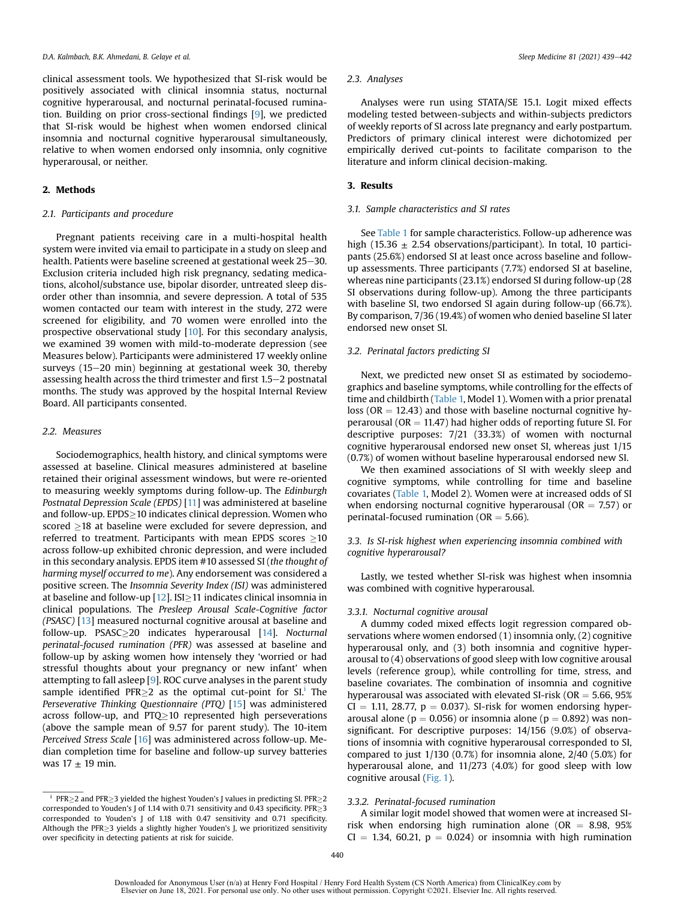clinical assessment tools. We hypothesized that SI-risk would be positively associated with clinical insomnia status, nocturnal cognitive hyperarousal, and nocturnal perinatal-focused rumination. Building on prior cross-sectional findings [9], we predicted that SI-risk would be highest when women endorsed clinical insomnia and nocturnal cognitive hyperarousal simultaneously, relative to when women endorsed only insomnia, only cognitive hyperarousal, or neither.

## 2. Methods

### 2.1. Participants and procedure

Pregnant patients receiving care in a multi-hospital health system were invited via email to participate in a study on sleep and health. Patients were baseline screened at gestational week 25–30. Exclusion criteria included high risk pregnancy, sedating medications, alcohol/substance use, bipolar disorder, untreated sleep disorder other than insomnia, and severe depression. A total of 535 women contacted our team with interest in the study, 272 were screened for eligibility, and 70 women were enrolled into the prospective observational study [10]. For this secondary analysis, we examined 39 women with mild-to-moderate depression (see Measures below). Participants were administered 17 weekly online surveys (15–20 min) beginning at gestational week 30, thereby assessing health across the third trimester and first 1.5–2 postnatal months. The study was approved by the hospital Internal Review Board. All participants consented.

### 2.2. Measures

Sociodemographics, health history, and clinical symptoms were assessed at baseline. Clinical measures administered at baseline retained their original assessment windows, but were re-oriented to measuring weekly symptoms during follow-up. The *Edinburgh Postnatal Depression Scale (EPDS)* [11] was administered at baseline and follow-up. EPDS≥10 indicates clinical depression. Women who scored ≥18 at baseline were excluded for severe depression, and referred to treatment. Participants with mean EPDS scores ≥10 across follow-up exhibited chronic depression, and were included in this secondary analysis. EPDS item #10 assessed SI (*the thought of harming myself occurred to me*). Any endorsement was considered a positive screen. The *Insomnia Severity Index (ISI)* was administered at baseline and follow-up [12]. ISI≥11 indicates clinical insomnia in clinical populations. The *Presleep Arousal Scale-Cognitive factor (PSASC)* [13] measured nocturnal cognitive arousal at baseline and follow-up. PSASC≥20 indicates hyperarousal [14]. *Nocturnal perinatal-focused rumination (PFR)* was assessed at baseline and follow-up by asking women how intensely they 'worried or had stressful thoughts about your pregnancy or new infant' when attempting to fall asleep [9]. ROC curve analyses in the parent study sample identified PFR≥2 as the optimal cut-point for SI.[i] The *Perseverative Thinking Questionnaire (PTQ)* [15] was administered across follow-up, and PTQ≥10 represented high perseverations (above the sample mean of 9.57 for parent study). The 10-item *Perceived Stress Scale* [16] was administered across follow-up. Median completion time for baseline and follow-up survey batteries was 17 ± 19 min.

[i] PFR≥2 and PFR≥3 yielded the highest Youden's J values in predicting SI. PFR≥2 corresponded to Youden's J of 1.14 with 0.71 sensitivity and 0.43 specificity. PFR≥3 corresponded to Youden's J of 1.18 with 0.47 sensitivity and 0.71 specificity. Although the PFR≥3 yields a slightly higher Youden's J, we prioritized sensitivity over specificity in detecting patients at risk for suicide.

### 2.3. Analyses

Analyses were run using STATA/SE 15.1. Logit mixed effects modeling tested between-subjects and within-subjects predictors of weekly reports of SI across late pregnancy and early postpartum. Predictors of primary clinical interest were dichotomized per empirically derived cut-points to facilitate comparison to the literature and inform clinical decision-making.

## 3. Results

### 3.1. Sample characteristics and SI rates

See Table 1 for sample characteristics. Follow-up adherence was high (15.36 ± 2.54 observations/participant). In total, 10 participants (25.6%) endorsed SI at least once across baseline and follow-up assessments. Three participants (7.7%) endorsed SI at baseline, whereas nine participants (23.1%) endorsed SI during follow-up (28 SI observations during follow-up). Among the three participants with baseline SI, two endorsed SI again during follow-up (66.7%). By comparison, 7/36 (19.4%) of women who denied baseline SI later endorsed new onset SI.

### 3.2. Perinatal factors predicting SI

Next, we predicted new onset SI as estimated by sociodemographics and baseline symptoms, while controlling for the effects of time and childbirth (Table 1, Model 1). Women with a prior prenatal loss (OR = 12.43) and those with baseline nocturnal cognitive hyperarousal (OR = 11.47) had higher odds of reporting future SI. For descriptive purposes: 7/21 (33.3%) of women with nocturnal cognitive hyperarousal endorsed new onset SI, whereas just 1/15 (0.7%) of women without baseline hyperarousal endorsed new SI.

We then examined associations of SI with weekly sleep and cognitive symptoms, while controlling for time and baseline covariates (Table 1, Model 2). Women were at increased odds of SI when endorsing nocturnal cognitive hyperarousal (OR = 7.57) or perinatal-focused rumination (OR = 5.66).

### 3.3. Is SI-risk highest when experiencing insomnia combined with cognitive hyperarousal?

Lastly, we tested whether SI-risk was highest when insomnia was combined with cognitive hyperarousal.

#### 3.3.1. Nocturnal cognitive arousal

A dummy coded mixed effects logit regression compared observations where women endorsed (1) insomnia only, (2) cognitive hyperarousal only, and (3) both insomnia and cognitive hyperarousal to (4) observations of good sleep with low cognitive arousal levels (reference group), while controlling for time, stress, and baseline covariates. The combination of insomnia and cognitive hyperarousal was associated with elevated SI-risk (OR = 5.66, 95% CI = 1.11, 28.77, $p = 0.037$). SI-risk for women endorsing hyperarousal alone ($p = 0.056$) or insomnia alone ($p = 0.892$) was nonsignificant. For descriptive purposes: 14/156 (9.0%) of observations of insomnia with cognitive hyperarousal corresponded to SI, compared to just 1/130 (0.7%) for insomnia alone, 2/40 (5.0%) for hyperarousal alone, and 11/273 (4.0%) for good sleep with low cognitive arousal (Fig. 1).

#### 3.3.2. Perinatal-focused rumination

A similar logit model showed that women were at increased SI-risk when endorsing high rumination alone (OR = 8.98, 95% CI = 1.34, 60.21, $p = 0.024$) or insomnia with high rumination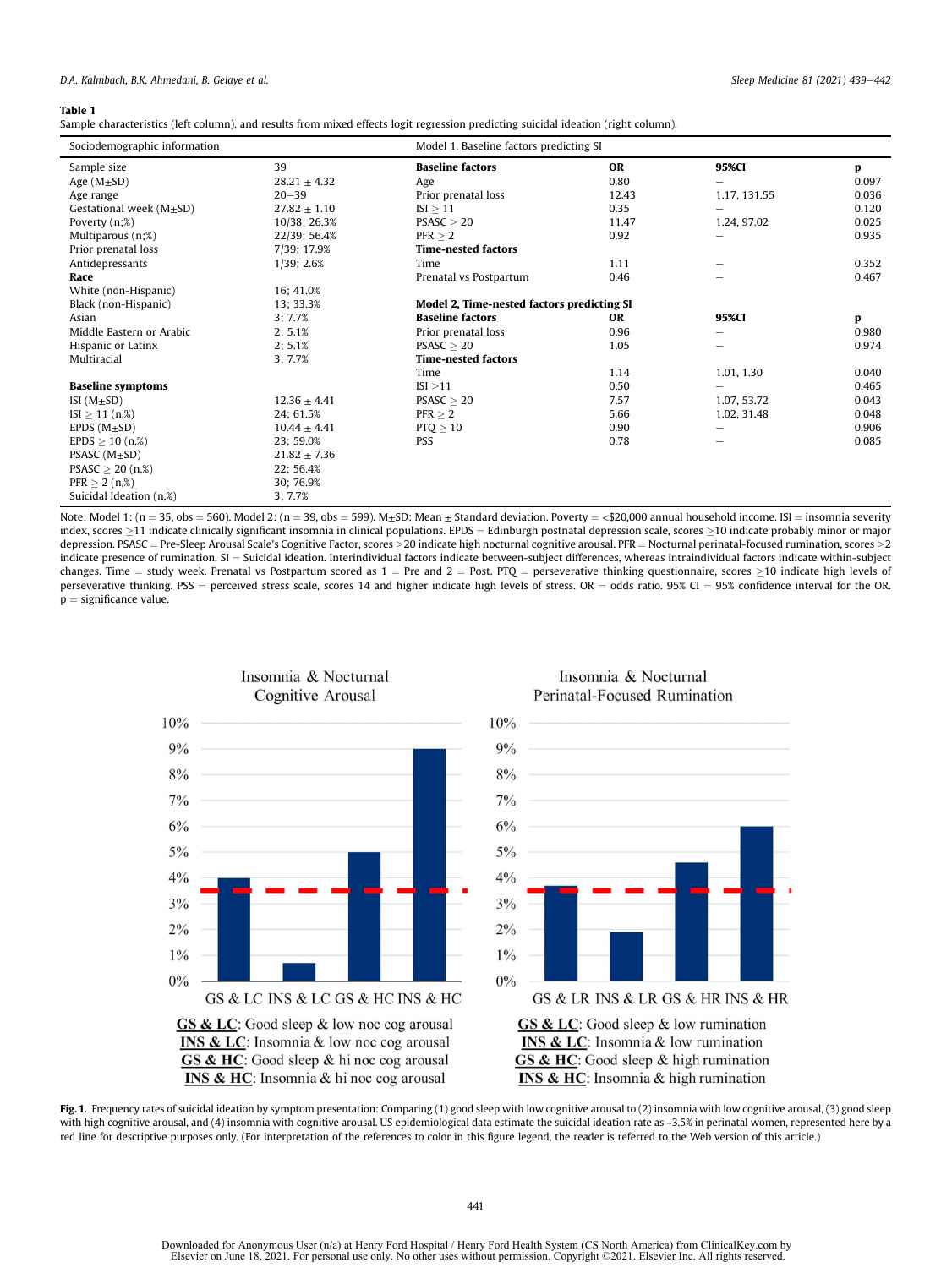**Table 1**
Sample characteristics (left column), and results from mixed effects logit regression predicting suicidal ideation (right column).

| Sociodemographic information | | Model 1, Baseline factors predicting SI | | | |
|---|---|---|---|---|---|
| Sample size | 39 | **Baseline factors** | **OR** | **95%CI** | **p** |
| Age (M±SD) | 28.21 ± 4.32 | Age | 0.80 | – | 0.097 |
| Age range | 20–39 | Prior prenatal loss | 12.43 | 1.17, 131.55 | 0.036 |
| Gestational week (M±SD) | 27.82 ± 1.10 | ISI ≥ 11 | 0.35 | – | 0.120 |
| Poverty (n;%) | 10/38; 26.3% | PSASC ≥ 20 | 11.47 | 1.24, 97.02 | 0.025 |
| Multiparous (n;%) | 22/39; 56.4% | PFR ≥ 2 | 0.92 | – | 0.935 |
| Prior prenatal loss | 7/39; 17.9% | **Time-nested factors** | | | |
| Antidepressants | 1/39; 2.6% | Time | 1.11 | – | 0.352 |
| **Race** | | Prenatal vs Postpartum | 0.46 | – | 0.467 |
| White (non-Hispanic) | 16; 41.0% | | | | |
| Black (non-Hispanic) | 13; 33.3% | **Model 2, Time-nested factors predicting SI** | | | |
| Asian | 3; 7.7% | **Baseline factors** | **OR** | **95%CI** | **p** |
| Middle Eastern or Arabic | 2; 5.1% | Prior prenatal loss | 0.96 | – | 0.980 |
| Hispanic or Latinx | 2; 5.1% | PSASC ≥ 20 | 1.05 | – | 0.974 |
| Multiracial | 3; 7.7% | **Time-nested factors** | | | |
| | | Time | 1.14 | 1.01, 1.30 | 0.040 |
| **Baseline symptoms** | | ISI ≥11 | 0.50 | – | 0.465 |
| ISI (M±SD) | 12.36 ± 4.41 | PSASC ≥ 20 | 7.57 | 1.07, 53.72 | 0.043 |
| ISI ≥ 11 (n,%) | 24; 61.5% | PFR ≥ 2 | 5.66 | 1.02, 31.48 | 0.048 |
| EPDS (M±SD) | 10.44 ± 4.41 | PTQ ≥ 10 | 0.90 | – | 0.906 |
| EPDS ≥ 10 (n,%) | 23; 59.0% | PSS | 0.78 | – | 0.085 |
| PSASC (M±SD) | 21.82 ± 7.36 | | | | |
| PSASC ≥ 20 (n,%) | 22; 56.4% | | | | |
| PFR ≥ 2 (n,%) | 30; 76.9% | | | | |
| Suicidal Ideation (n,%) | 3; 7.7% | | | | |

Note: Model 1: (n = 35, obs = 560). Model 2: (n = 39, obs = 599). M±SD: Mean ± Standard deviation. Poverty = <$20,000 annual household income. ISI = insomnia severity index, scores ≥11 indicate clinically significant insomnia in clinical populations. EPDS = Edinburgh postnatal depression scale, scores ≥10 indicate probably minor or major depression. PSASC = Pre-Sleep Arousal Scale's Cognitive Factor, scores ≥20 indicate high nocturnal cognitive arousal. PFR = Nocturnal perinatal-focused rumination, scores ≥2 indicate presence of rumination. SI = Suicidal ideation. Interindividual factors indicate between-subject differences, whereas intraindividual factors indicate within-subject changes. Time = study week. Prenatal vs Postpartum scored as 1 = Pre and 2 = Post. PTQ = perseverative thinking questionnaire, scores ≥10 indicate high levels of perseverative thinking. PSS = perceived stress scale, scores 14 and higher indicate high levels of stress. OR = odds ratio. 95% CI = 95% confidence interval for the OR. p = significance value.

**Fig. 1.** Frequency rates of suicidal ideation by symptom presentation: Comparing (1) good sleep with low cognitive arousal to (2) insomnia with low cognitive arousal, (3) good sleep with high cognitive arousal, and (4) insomnia with cognitive arousal. US epidemiological data estimate the suicidal ideation rate as ~3.5% in perinatal women, represented here by a red line for descriptive purposes only. (For interpretation of the references to color in this figure legend, the reader is referred to the Web version of this article.)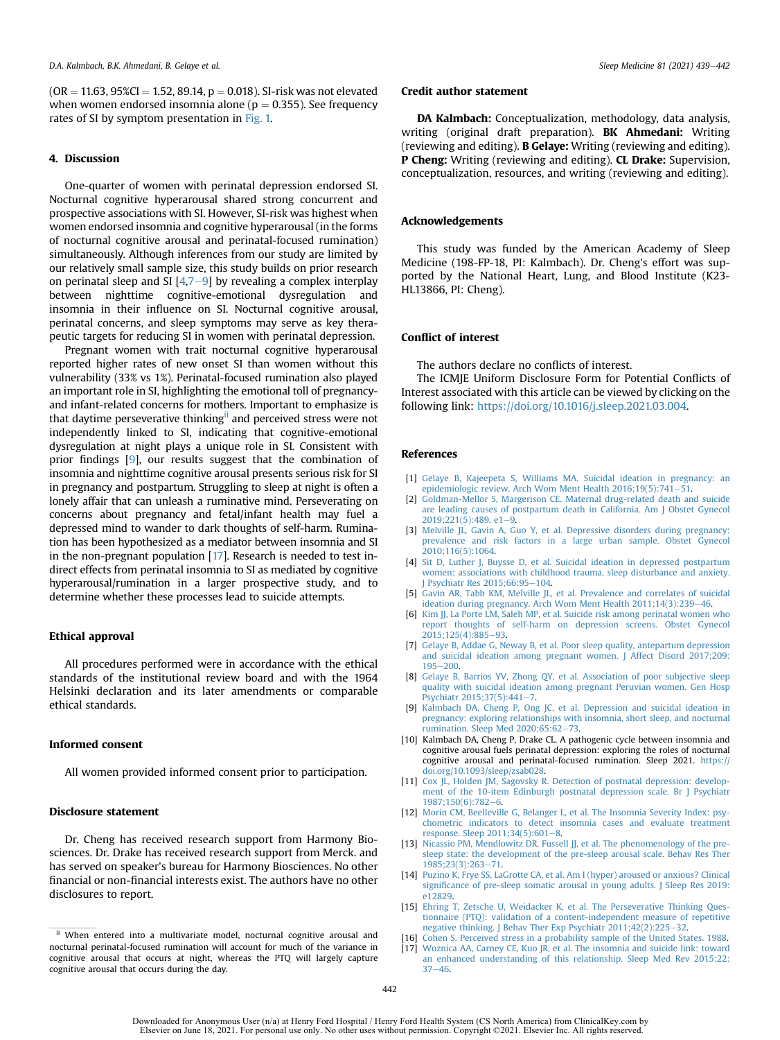(OR = 11.63, 95%CI = 1.52, 89.14, p = 0.018). SI-risk was not elevated when women endorsed insomnia alone (p = 0.355). See frequency rates of SI by symptom presentation in Fig. 1.

## 4. Discussion

One-quarter of women with perinatal depression endorsed SI. Nocturnal cognitive hyperarousal shared strong concurrent and prospective associations with SI. However, SI-risk was highest when women endorsed insomnia and cognitive hyperarousal (in the forms of nocturnal cognitive arousal and perinatal-focused rumination) simultaneously. Although inferences from our study are limited by our relatively small sample size, this study builds on prior research on perinatal sleep and SI [4,7–9] by revealing a complex interplay between nighttime cognitive-emotional dysregulation and insomnia in their influence on SI. Nocturnal cognitive arousal, perinatal concerns, and sleep symptoms may serve as key therapeutic targets for reducing SI in women with perinatal depression.

Pregnant women with trait nocturnal cognitive hyperarousal reported higher rates of new onset SI than women without this vulnerability (33% vs 1%). Perinatal-focused rumination also played an important role in SI, highlighting the emotional toll of pregnancy- and infant-related concerns for mothers. Important to emphasize is that daytime perseverative thinking[ii] and perceived stress were not independently linked to SI, indicating that cognitive-emotional dysregulation at night plays a unique role in SI. Consistent with prior findings [9], our results suggest that the combination of insomnia and nighttime cognitive arousal presents serious risk for SI in pregnancy and postpartum. Struggling to sleep at night is often a lonely affair that can unleash a ruminative mind. Perseverating on concerns about pregnancy and fetal/infant health may fuel a depressed mind to wander to dark thoughts of self-harm. Rumination has been hypothesized as a mediator between insomnia and SI in the non-pregnant population [17]. Research is needed to test indirect effects from perinatal insomnia to SI as mediated by cognitive hyperarousal/rumination in a larger prospective study, and to determine whether these processes lead to suicide attempts.

## Ethical approval

All procedures performed were in accordance with the ethical standards of the institutional review board and with the 1964 Helsinki declaration and its later amendments or comparable ethical standards.

## Informed consent

All women provided informed consent prior to participation.

## Disclosure statement

Dr. Cheng has received research support from Harmony Biosciences. Dr. Drake has received research support from Merck. and has served on speaker's bureau for Harmony Biosciences. No other financial or non-financial interests exist. The authors have no other disclosures to report.

[ii] When entered into a multivariate model, nocturnal cognitive arousal and nocturnal perinatal-focused rumination will account for much of the variance in cognitive arousal that occurs at night, whereas the PTQ will largely capture cognitive arousal that occurs during the day.

## Credit author statement

**DA Kalmbach:** Conceptualization, methodology, data analysis, writing (original draft preparation). **BK Ahmedani:** Writing (reviewing and editing). **B Gelaye:** Writing (reviewing and editing). **P Cheng:** Writing (reviewing and editing). **CL Drake:** Supervision, conceptualization, resources, and writing (reviewing and editing).

## Acknowledgements

This study was funded by the American Academy of Sleep Medicine (198-FP-18, PI: Kalmbach). Dr. Cheng's effort was supported by the National Heart, Lung, and Blood Institute (K23-HL13866, PI: Cheng).

## Conflict of interest

The authors declare no conflicts of interest.

The ICMJE Uniform Disclosure Form for Potential Conflicts of Interest associated with this article can be viewed by clicking on the following link: https://doi.org/10.1016/j.sleep.2021.03.004.

## References

[1] Gelaye B, Kajeepeta S, Williams MA. Suicidal ideation in pregnancy: an epidemiologic review. Arch Wom Ment Health 2016;19(5):741–51.
[2] Goldman-Mellor S, Margerison CE. Maternal drug-related death and suicide are leading causes of postpartum death in California. Am J Obstet Gynecol 2019;221(5):489. e1–9.
[3] Melville JL, Gavin A, Guo Y, et al. Depressive disorders during pregnancy: prevalence and risk factors in a large urban sample. Obstet Gynecol 2010;116(5):1064.
[4] Sit D, Luther J, Buysse D, et al. Suicidal ideation in depressed postpartum women: associations with childhood trauma, sleep disturbance and anxiety. J Psychiatr Res 2015;66:95–104.
[5] Gavin AR, Tabb KM, Melville JL, et al. Prevalence and correlates of suicidal ideation during pregnancy. Arch Wom Ment Health 2011;14(3):239–46.
[6] Kim JJ, La Porte LM, Saleh MP, et al. Suicide risk among perinatal women who report thoughts of self-harm on depression screens. Obstet Gynecol 2015;125(4):885–93.
[7] Gelaye B, Addae G, Neway B, et al. Poor sleep quality, antepartum depression and suicidal ideation among pregnant women. J Affect Disord 2017;209: 195–200.
[8] Gelaye B, Barrios YV, Zhong QY, et al. Association of poor subjective sleep quality with suicidal ideation among pregnant Peruvian women. Gen Hosp Psychiatr 2015;37(5):441–7.
[9] Kalmbach DA, Cheng P, Ong JC, et al. Depression and suicidal ideation in pregnancy: exploring relationships with insomnia, short sleep, and nocturnal rumination. Sleep Med 2020;65:62–73.
[10] Kalmbach DA, Cheng P, Drake CL. A pathogenic cycle between insomnia and cognitive arousal fuels perinatal depression: exploring the roles of nocturnal cognitive arousal and perinatal-focused rumination. Sleep 2021. https://doi.org/10.1093/sleep/zsab028.
[11] Cox JL, Holden JM, Sagovsky R. Detection of postnatal depression: development of the 10-item Edinburgh postnatal depression scale. Br J Psychiatr 1987;150(6):782–6.
[12] Morin CM, Beelleville G, Belanger L, et al. The Insomnia Severity Index: psychometric indicators to detect insomnia cases and evaluate treatment response. Sleep 2011;34(5):601–8.
[13] Nicassio PM, Mendlowitz DR, Fussell JJ, et al. The phenomenology of the pre-sleep state: the development of the pre-sleep arousal scale. Behav Res Ther 1985;23(3):263–71.
[14] Puzino K, Frye SS, LaGrotte CA, et al. Am I (hyper) aroused or anxious? Clinical significance of pre-sleep somatic arousal in young adults. J Sleep Res 2019: e12829.
[15] Ehring T, Zetsche U, Weidacker K, et al. The Perseverative Thinking Questionnaire (PTQ): validation of a content-independent measure of repetitive negative thinking. J Behav Ther Exp Psychiatr 2011;42(2):225–32.
[16] Cohen S. Perceived stress in a probability sample of the United States. 1988.
[17] Woznica AA, Carney CE, Kuo JR, et al. The insomnia and suicide link: toward an enhanced understanding of this relationship. Sleep Med Rev 2015;22: 37–46.